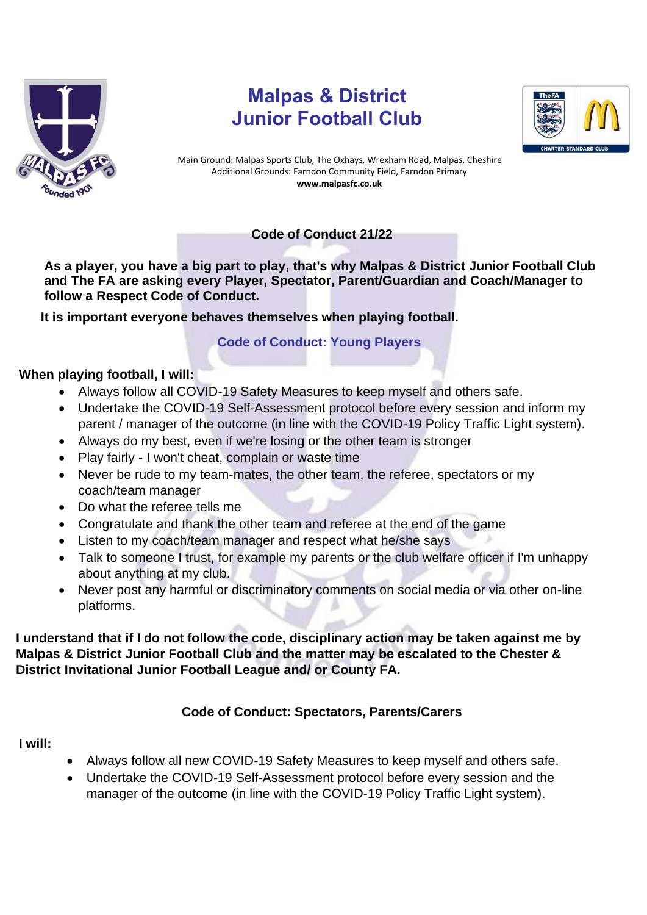# Malpas & District Junior Football Club

Main Ground: Malpas Sports Club, The Oxhays, Wrexham Road, Malpas, Cheshire
Additional Grounds: Farndon Community Field, Farndon Primary
**www.malpasfc.co.uk**

## Code of Conduct 21/22

**As a player, you have a big part to play, that's why Malpas & District Junior Football Club and The FA are asking every Player, Spectator, Parent/Guardian and Coach/Manager to follow a Respect Code of Conduct.**

**It is important everyone behaves themselves when playing football.**

### Code of Conduct: Young Players

**When playing football, I will:**

- Always follow all COVID-19 Safety Measures to keep myself and others safe.
- Undertake the COVID-19 Self-Assessment protocol before every session and inform my parent / manager of the outcome (in line with the COVID-19 Policy Traffic Light system).
- Always do my best, even if we're losing or the other team is stronger
- Play fairly - I won't cheat, complain or waste time
- Never be rude to my team-mates, the other team, the referee, spectators or my coach/team manager
- Do what the referee tells me
- Congratulate and thank the other team and referee at the end of the game
- Listen to my coach/team manager and respect what he/she says
- Talk to someone I trust, for example my parents or the club welfare officer if I'm unhappy about anything at my club.
- Never post any harmful or discriminatory comments on social media or via other on-line platforms.

**I understand that if I do not follow the code, disciplinary action may be taken against me by Malpas & District Junior Football Club and the matter may be escalated to the Chester & District Invitational Junior Football League and/ or County FA.**

### Code of Conduct: Spectators, Parents/Carers

**I will:**

- Always follow all new COVID-19 Safety Measures to keep myself and others safe.
- Undertake the COVID-19 Self-Assessment protocol before every session and the manager of the outcome (in line with the COVID-19 Policy Traffic Light system).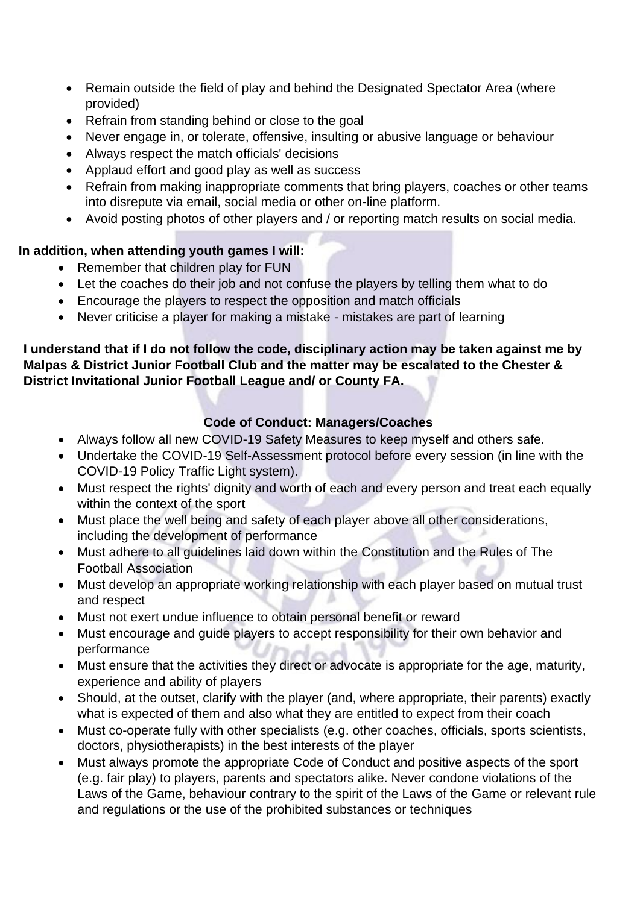- Remain outside the field of play and behind the Designated Spectator Area (where provided)
- Refrain from standing behind or close to the goal
- Never engage in, or tolerate, offensive, insulting or abusive language or behaviour
- Always respect the match officials' decisions
- Applaud effort and good play as well as success
- Refrain from making inappropriate comments that bring players, coaches or other teams into disrepute via email, social media or other on-line platform.
- Avoid posting photos of other players and / or reporting match results on social media.

**In addition, when attending youth games I will:**

- Remember that children play for FUN
- Let the coaches do their job and not confuse the players by telling them what to do
- Encourage the players to respect the opposition and match officials
- Never criticise a player for making a mistake - mistakes are part of learning

**I understand that if I do not follow the code, disciplinary action may be taken against me by Malpas & District Junior Football Club and the matter may be escalated to the Chester & District Invitational Junior Football League and/ or County FA.**

## Code of Conduct: Managers/Coaches

- Always follow all new COVID-19 Safety Measures to keep myself and others safe.
- Undertake the COVID-19 Self-Assessment protocol before every session (in line with the COVID-19 Policy Traffic Light system).
- Must respect the rights' dignity and worth of each and every person and treat each equally within the context of the sport
- Must place the well being and safety of each player above all other considerations, including the development of performance
- Must adhere to all guidelines laid down within the Constitution and the Rules of The Football Association
- Must develop an appropriate working relationship with each player based on mutual trust and respect
- Must not exert undue influence to obtain personal benefit or reward
- Must encourage and guide players to accept responsibility for their own behavior and performance
- Must ensure that the activities they direct or advocate is appropriate for the age, maturity, experience and ability of players
- Should, at the outset, clarify with the player (and, where appropriate, their parents) exactly what is expected of them and also what they are entitled to expect from their coach
- Must co-operate fully with other specialists (e.g. other coaches, officials, sports scientists, doctors, physiotherapists) in the best interests of the player
- Must always promote the appropriate Code of Conduct and positive aspects of the sport (e.g. fair play) to players, parents and spectators alike. Never condone violations of the Laws of the Game, behaviour contrary to the spirit of the Laws of the Game or relevant rule and regulations or the use of the prohibited substances or techniques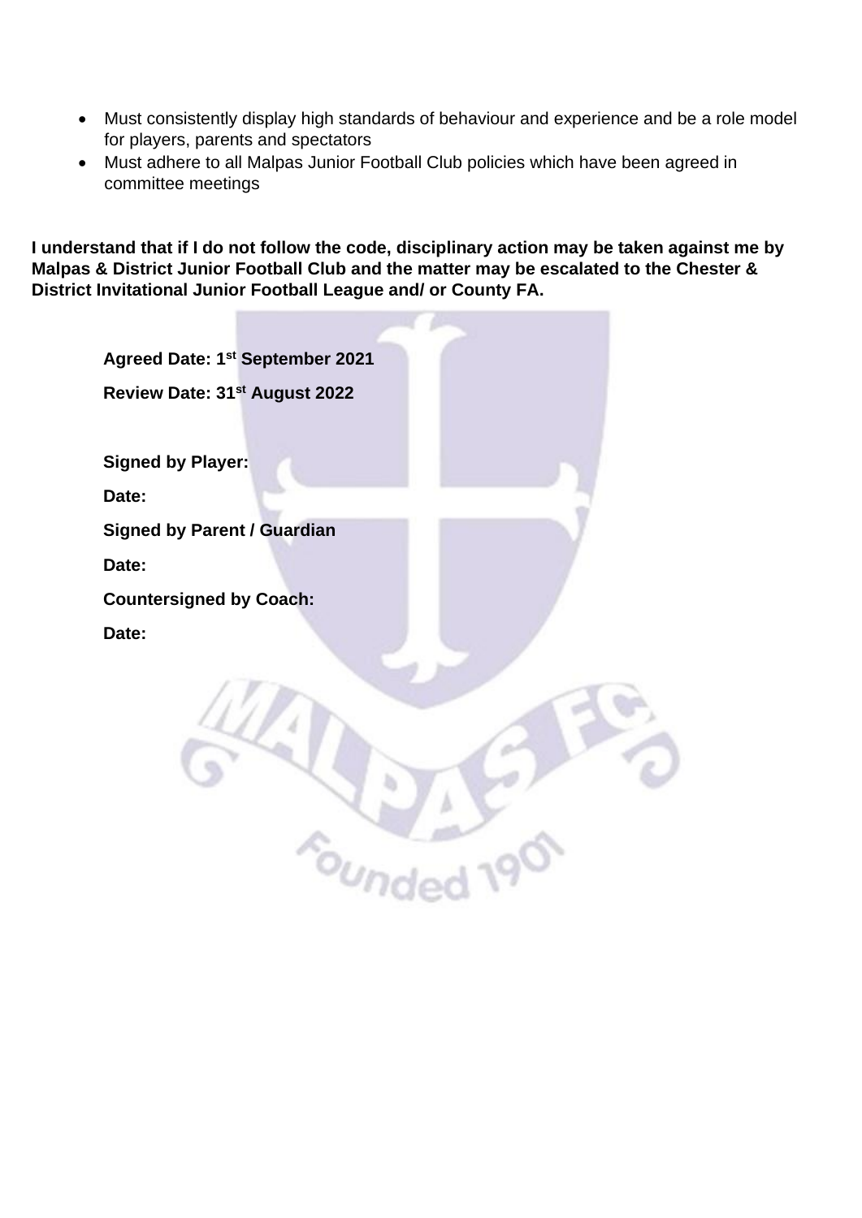- Must consistently display high standards of behaviour and experience and be a role model for players, parents and spectators
- Must adhere to all Malpas Junior Football Club policies which have been agreed in committee meetings

**I understand that if I do not follow the code, disciplinary action may be taken against me by Malpas & District Junior Football Club and the matter may be escalated to the Chester & District Invitational Junior Football League and/ or County FA.**

**Agreed Date: 1st September 2021**

**Review Date: 31st August 2022**

**Signed by Player:**

**Date:**

**Signed by Parent / Guardian**

**Date:**

**Countersigned by Coach:**

**Date:**